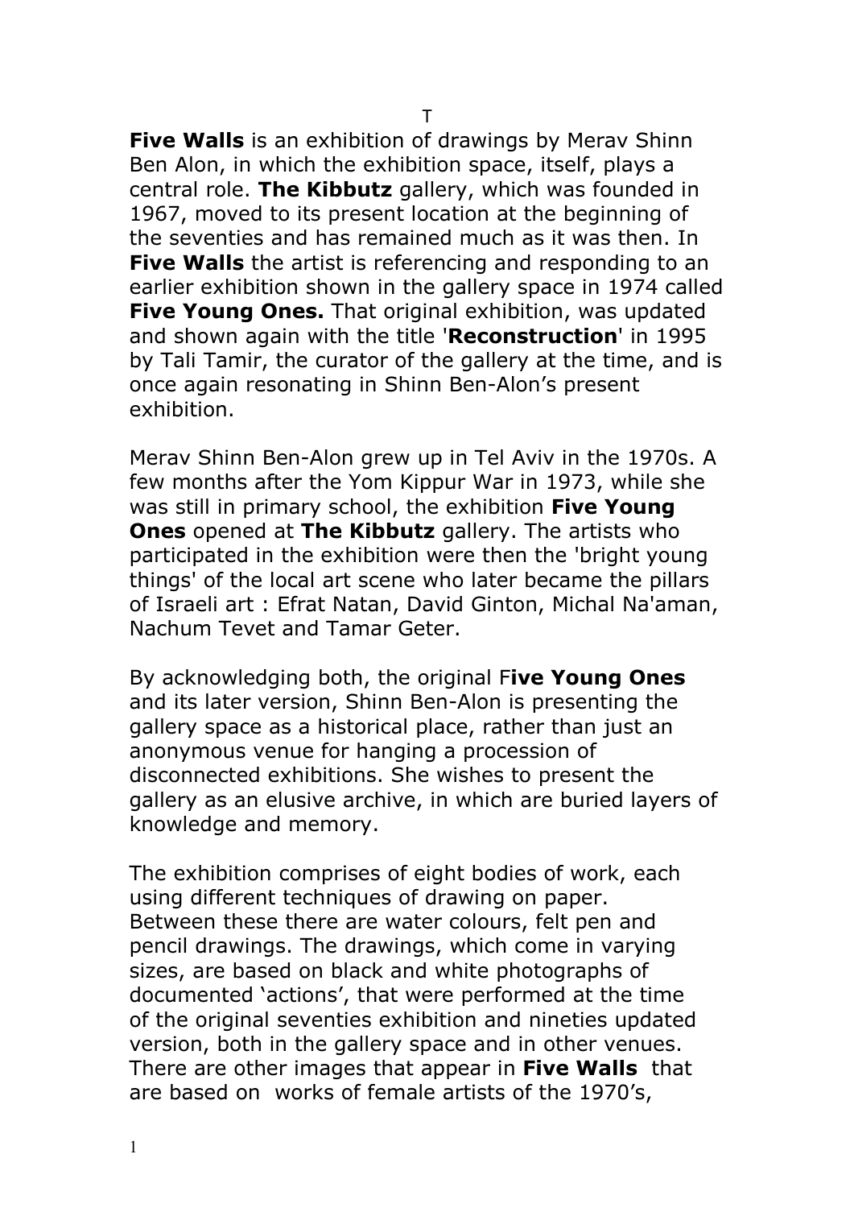T

**Five Walls** is an exhibition of drawings by Merav Shinn Ben Alon, in which the exhibition space, itself, plays a central role. **The Kibbutz** gallery, which was founded in 1967, moved to its present location at the beginning of the seventies and has remained much as it was then. In **Five Walls** the artist is referencing and responding to an earlier exhibition shown in the gallery space in 1974 called **Five Young Ones.** That original exhibition, was updated and shown again with the title '**Reconstruction**' in 1995 by Tali Tamir, the curator of the gallery at the time, and is once again resonating in Shinn Ben-Alon's present exhibition.

Merav Shinn Ben-Alon grew up in Tel Aviv in the 1970s. A few months after the Yom Kippur War in 1973, while she was still in primary school, the exhibition **Five Young Ones** opened at **The Kibbutz** gallery. The artists who participated in the exhibition were then the 'bright young things' of the local art scene who later became the pillars of Israeli art : Efrat Natan, David Ginton, Michal Na'aman, Nachum Tevet and Tamar Geter.

By acknowledging both, the original F**ive Young Ones** and its later version, Shinn Ben-Alon is presenting the gallery space as a historical place, rather than just an anonymous venue for hanging a procession of disconnected exhibitions. She wishes to present the gallery as an elusive archive, in which are buried layers of knowledge and memory.

The exhibition comprises of eight bodies of work, each using different techniques of drawing on paper. Between these there are water colours, felt pen and pencil drawings. The drawings, which come in varying sizes, are based on black and white photographs of documented 'actions', that were performed at the time of the original seventies exhibition and nineties updated version, both in the gallery space and in other venues. There are other images that appear in **Five Walls** that are based on works of female artists of the 1970's,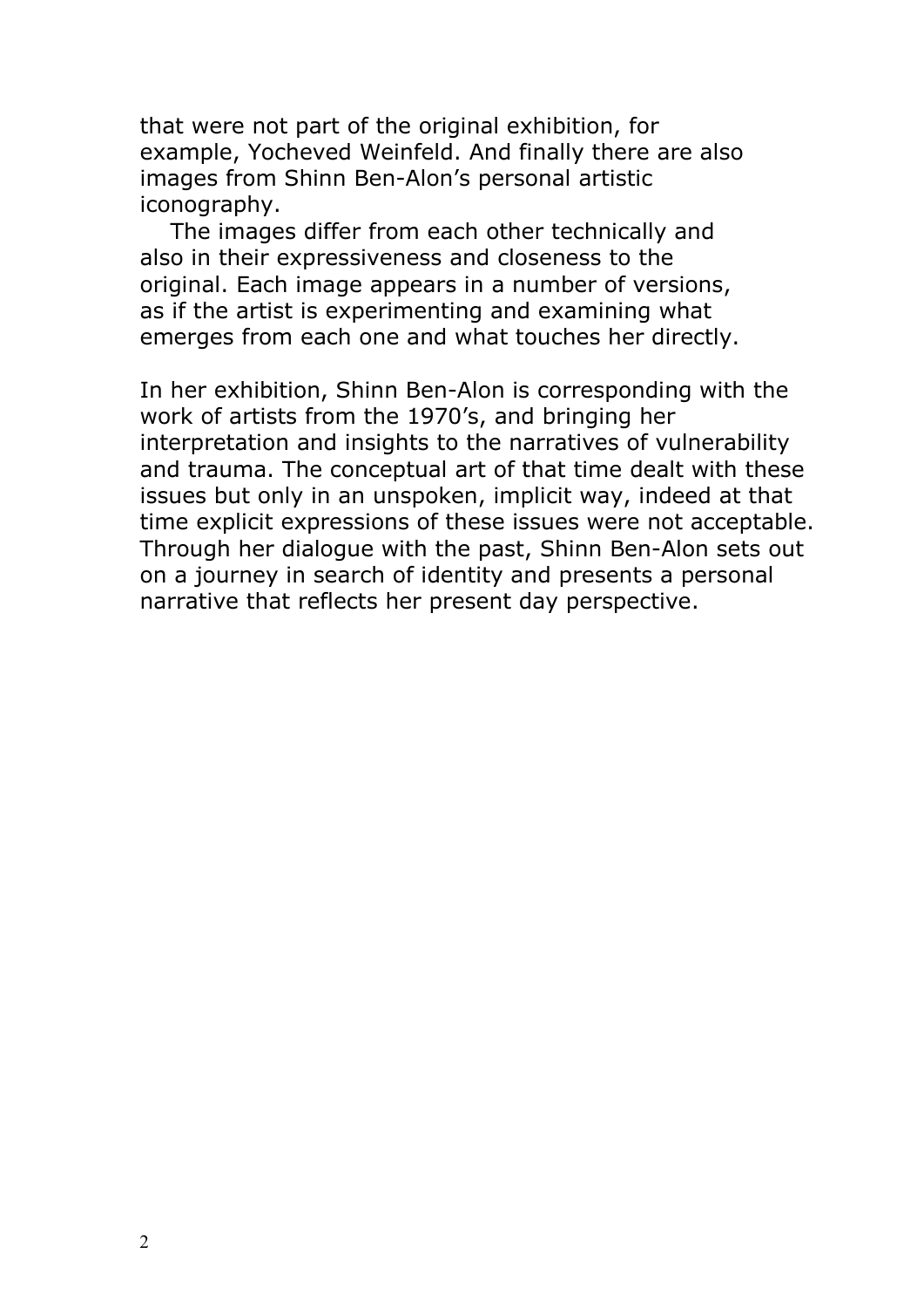that were not part of the original exhibition, for example, Yocheved Weinfeld. And finally there are also images from Shinn Ben-Alon's personal artistic iconography.

The images differ from each other technically and also in their expressiveness and closeness to the original. Each image appears in a number of versions, as if the artist is experimenting and examining what emerges from each one and what touches her directly.

In her exhibition, Shinn Ben-Alon is corresponding with the work of artists from the 1970's, and bringing her interpretation and insights to the narratives of vulnerability and trauma. The conceptual art of that time dealt with these issues but only in an unspoken, implicit way, indeed at that time explicit expressions of these issues were not acceptable. Through her dialogue with the past, Shinn Ben-Alon sets out on a journey in search of identity and presents a personal narrative that reflects her present day perspective.